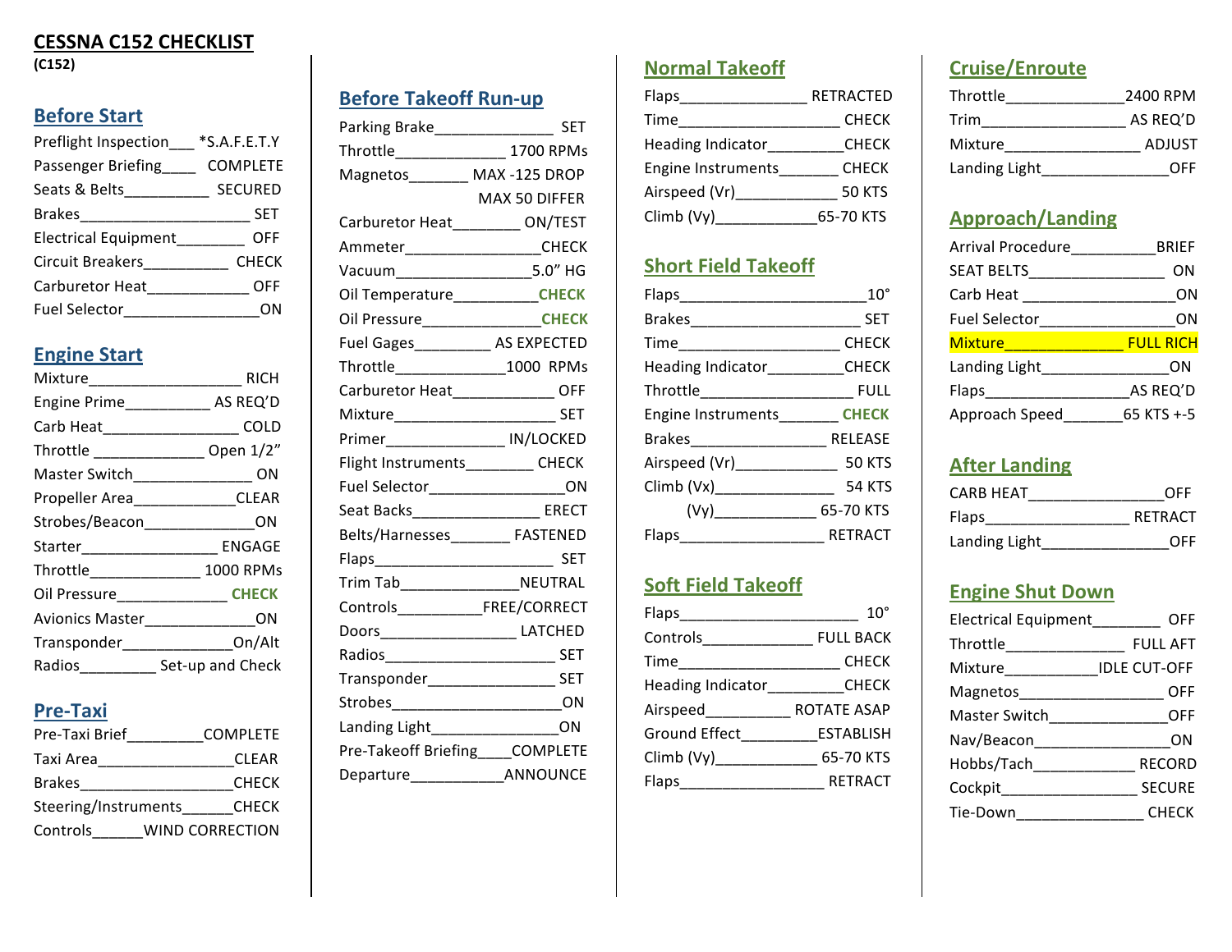# CESSNA C152 CHECKLIST

**(C152)**

## Before Start

| Item | Action |
|---|---|
| Preflight Inspection | *S.A.F.E.T.Y |
| Passenger Briefing | COMPLETE |
| Seats & Belts | SECURED |
| Brakes | SET |
| Electrical Equipment | OFF |
| Circuit Breakers | CHECK |
| Carburetor Heat | OFF |
| Fuel Selector | ON |

## Engine Start

| Item | Action |
|---|---|
| Mixture | RICH |
| Engine Prime | AS REQ'D |
| Carb Heat | COLD |
| Throttle | Open 1/2" |
| Master Switch | ON |
| Propeller Area | CLEAR |
| Strobes/Beacon | ON |
| Starter | ENGAGE |
| Throttle | 1000 RPMs |
| Oil Pressure | CHECK |
| Avionics Master | ON |
| Transponder | On/Alt |
| Radios | Set-up and Check |

## Pre-Taxi

| Item | Action |
|---|---|
| Pre-Taxi Brief | COMPLETE |
| Taxi Area | CLEAR |
| Brakes | CHECK |
| Steering/Instruments | CHECK |
| Controls | WIND CORRECTION |

## Before Takeoff Run-up

| Item | Action |
|---|---|
| Parking Brake | SET |
| Throttle | 1700 RPMs |
| Magnetos | MAX -125 DROP<br>MAX 50 DIFFER |
| Carburetor Heat | ON/TEST |
| Ammeter | CHECK |
| Vacuum | 5.0" HG |
| Oil Temperature | CHECK |
| Oil Pressure | CHECK |
| Fuel Gages | AS EXPECTED |
| Throttle | 1000 RPMs |
| Carburetor Heat | OFF |
| Mixture | SET |
| Primer | IN/LOCKED |
| Flight Instruments | CHECK |
| Fuel Selector | ON |
| Seat Backs | ERECT |
| Belts/Harnesses | FASTENED |
| Flaps | SET |
| Trim Tab | NEUTRAL |
| Controls | FREE/CORRECT |
| Doors | LATCHED |
| Radios | SET |
| Transponder | SET |
| Strobes | ON |
| Landing Light | ON |
| Pre-Takeoff Briefing | COMPLETE |
| Departure | ANNOUNCE |

## Normal Takeoff

| Item | Action |
|---|---|
| Flaps | RETRACTED |
| Time | CHECK |
| Heading Indicator | CHECK |
| Engine Instruments | CHECK |
| Airspeed (Vr) | 50 KTS |
| Climb (Vy) | 65-70 KTS |

## Short Field Takeoff

| Item | Action |
|---|---|
| Flaps | 10° |
| Brakes | SET |
| Time | CHECK |
| Heading Indicator | CHECK |
| Throttle | FULL |
| Engine Instruments | CHECK |
| Brakes | RELEASE |
| Airspeed (Vr) | 50 KTS |
| Climb (Vx) | 54 KTS |
| (Vy) | 65-70 KTS |
| Flaps | RETRACT |

## Soft Field Takeoff

| Item | Action |
|---|---|
| Flaps | 10° |
| Controls | FULL BACK |
| Time | CHECK |
| Heading Indicator | CHECK |
| Airspeed | ROTATE ASAP |
| Ground Effect | ESTABLISH |
| Climb (Vy) | 65-70 KTS |
| Flaps | RETRACT |

## Cruise/Enroute

| Item | Action |
|---|---|
| Throttle | 2400 RPM |
| Trim | AS REQ'D |
| Mixture | ADJUST |
| Landing Light | OFF |

## Approach/Landing

| Item | Action |
|---|---|
| Arrival Procedure | BRIEF |
| SEAT BELTS | ON |
| Carb Heat | ON |
| Fuel Selector | ON |
| Mixture | FULL RICH |
| Landing Light | ON |
| Flaps | AS REQ'D |
| Approach Speed | 65 KTS +-5 |

## After Landing

| Item | Action |
|---|---|
| CARB HEAT | OFF |
| Flaps | RETRACT |
| Landing Light | OFF |

## Engine Shut Down

| Item | Action |
|---|---|
| Electrical Equipment | OFF |
| Throttle | FULL AFT |
| Mixture | IDLE CUT-OFF |
| Magnetos | OFF |
| Master Switch | OFF |
| Nav/Beacon | ON |
| Hobbs/Tach | RECORD |
| Cockpit | SECURE |
| Tie-Down | CHECK |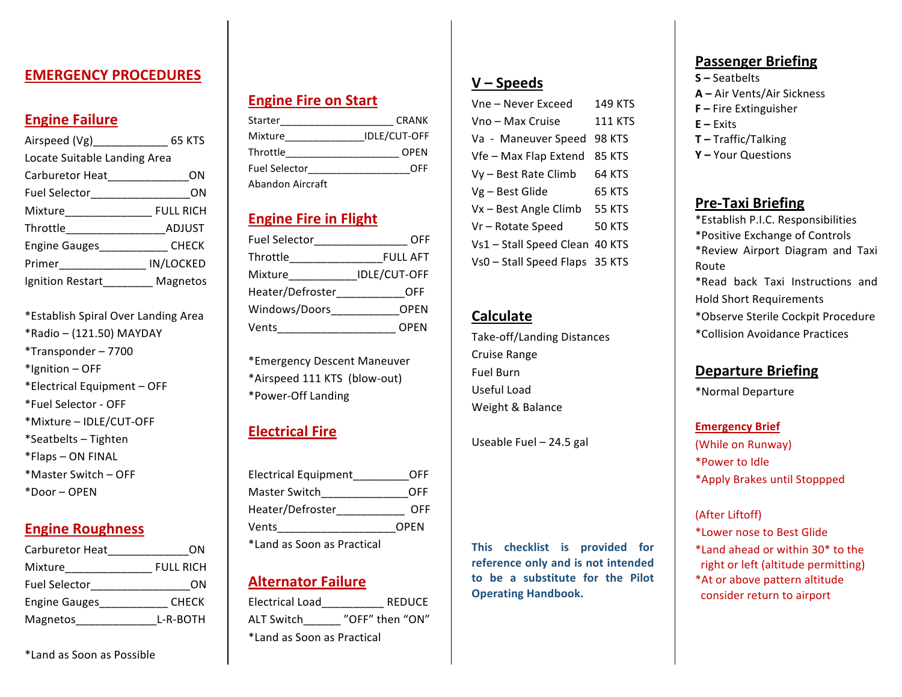# EMERGENCY PROCEDURES

## Engine Failure

Airspeed (Vg)____________ 65 KTS
Locate Suitable Landing Area
Carburetor Heat_____________ON
Fuel Selector________________ON
Mixture______________ FULL RICH
Throttle________________ADJUST
Engine Gauges___________ CHECK
Primer______________ IN/LOCKED
Ignition Restart________ Magnetos

*Establish Spiral Over Landing Area
*Radio – (121.50) MAYDAY
*Transponder – 7700
*Ignition – OFF
*Electrical Equipment – OFF
*Fuel Selector - OFF
*Mixture – IDLE/CUT-OFF
*Seatbelts – Tighten
*Flaps – ON FINAL
*Master Switch – OFF
*Door – OPEN

## Engine Roughness

Carburetor Heat_____________ON
Mixture______________ FULL RICH
Fuel Selector________________ON
Engine Gauges___________ CHECK
Magnetos_____________L-R-BOTH

*Land as Soon as Possible

## Engine Fire on Start

Starter___________________ CRANK
Mixture_____________IDLE/CUT-OFF
Throttle___________________ OPEN
Fuel Selector_________________OFF
Abandon Aircraft

## Engine Fire in Flight

Fuel Selector_______________ OFF
Throttle_______________FULL AFT
Mixture___________IDLE/CUT-OFF
Heater/Defroster___________OFF
Windows/Doors___________OPEN
Vents___________________ OPEN

*Emergency Descent Maneuver
*Airspeed 111 KTS (blow-out)
*Power-Off Landing

## Electrical Fire

Electrical Equipment_________OFF
Master Switch______________OFF
Heater/Defroster___________ OFF
Vents___________________OPEN
*Land as Soon as Practical

## Alternator Failure

Electrical Load__________ REDUCE
ALT Switch______ "OFF" then "ON"
*Land as Soon as Practical

## V – Speeds

| | |
|---|---|
| Vne – Never Exceed | 149 KTS |
| Vno – Max Cruise | 111 KTS |
| Va - Maneuver Speed | 98 KTS |
| Vfe – Max Flap Extend | 85 KTS |
| Vy – Best Rate Climb | 64 KTS |
| Vg – Best Glide | 65 KTS |
| Vx – Best Angle Climb | 55 KTS |
| Vr – Rotate Speed | 50 KTS |
| Vs1 – Stall Speed Clean | 40 KTS |
| Vs0 – Stall Speed Flaps | 35 KTS |

## Calculate

Take-off/Landing Distances
Cruise Range
Fuel Burn
Useful Load
Weight & Balance

Useable Fuel – 24.5 gal

**This checklist is provided for reference only and is not intended to be a substitute for the Pilot Operating Handbook.**

## Passenger Briefing

**S –** Seatbelts
**A –** Air Vents/Air Sickness
**F –** Fire Extinguisher
**E –** Exits
**T –** Traffic/Talking
**Y –** Your Questions

## Pre-Taxi Briefing

*Establish P.I.C. Responsibilities
*Positive Exchange of Controls
*Review Airport Diagram and Taxi Route
*Read back Taxi Instructions and Hold Short Requirements
*Observe Sterile Cockpit Procedure
*Collision Avoidance Practices

## Departure Briefing

*Normal Departure

### Emergency Brief

(While on Runway)
*Power to Idle
*Apply Brakes until Stoppped

(After Liftoff)
*Lower nose to Best Glide
*Land ahead or within 30* to the right or left (altitude permitting)
*At or above pattern altitude consider return to airport